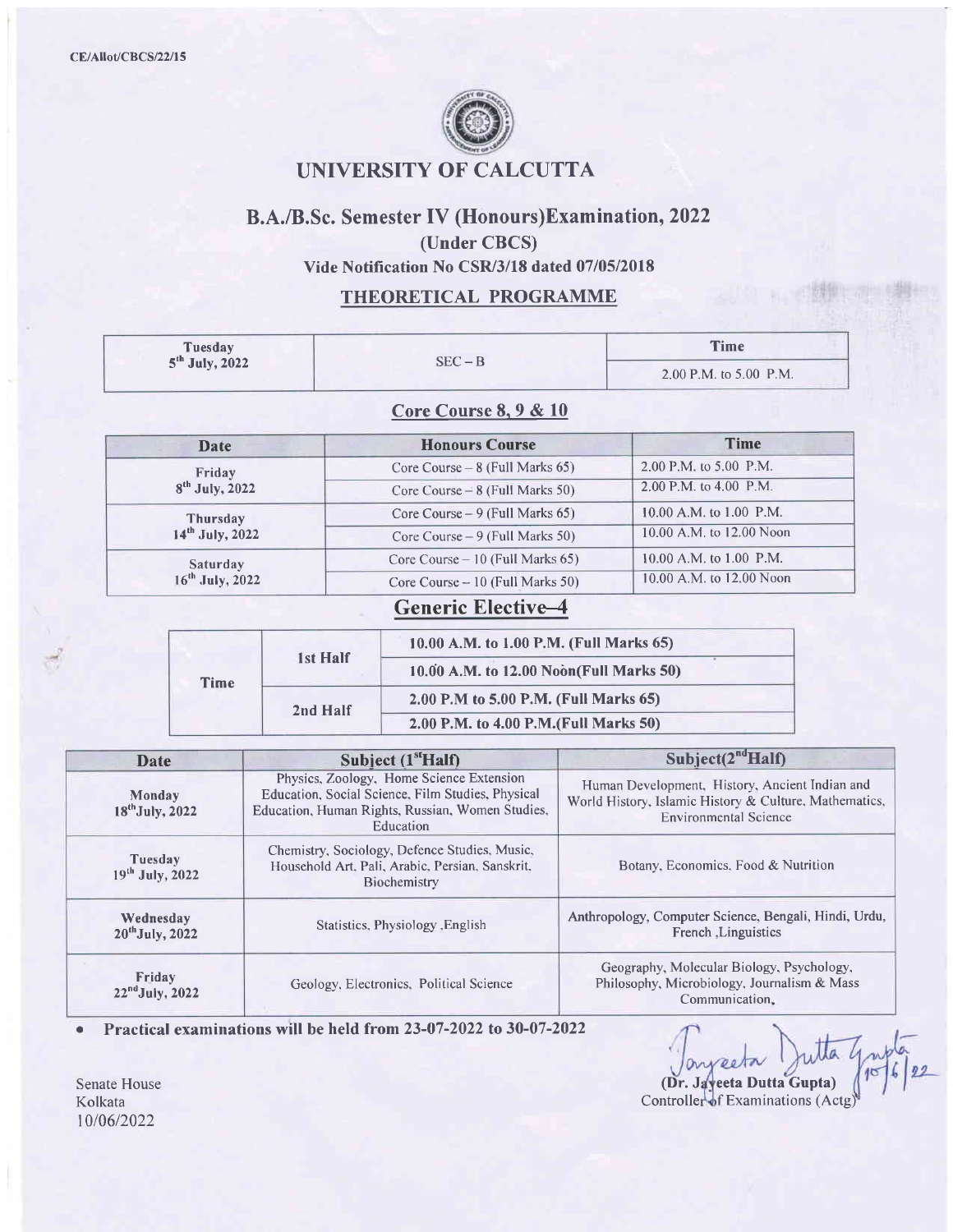CE/Allot/CBCS/22/15

# UNIVERSITY OF CALCUTTA

## B.A./B.Sc. Semester IV (Honours)Examination, 2022

### (Under CBCS)

### Vide Notification No CSR/3/18 dated 07/05/2018

### THEORETICAL PROGRAMME

| Tuesday 5th July, 2022 | SEC – B | Time |
|---|---|---|
| | | 2.00 P.M. to 5.00 P.M. |

### Core Course 8, 9 & 10

| Date | Honours Course | Time |
|---|---|---|
| Friday 8th July, 2022 | Core Course – 8 (Full Marks 65) | 2.00 P.M. to 5.00 P.M. |
| | Core Course – 8 (Full Marks 50) | 2.00 P.M. to 4.00 P.M. |
| Thursday 14th July, 2022 | Core Course – 9 (Full Marks 65) | 10.00 A.M. to 1.00 P.M. |
| | Core Course – 9 (Full Marks 50) | 10.00 A.M. to 12.00 Noon |
| Saturday 16th July, 2022 | Core Course – 10 (Full Marks 65) | 10.00 A.M. to 1.00 P.M. |
| | Core Course – 10 (Full Marks 50) | 10.00 A.M. to 12.00 Noon |

### Generic Elective–4

| Time | 1st Half | 10.00 A.M. to 1.00 P.M. (Full Marks 65) |
|---|---|---|
| | | 10.00 A.M. to 12.00 Noon(Full Marks 50) |
| | 2nd Half | 2.00 P.M to 5.00 P.M. (Full Marks 65) |
| | | 2.00 P.M. to 4.00 P.M.(Full Marks 50) |

| Date | Subject (1st Half) | Subject(2nd Half) |
|---|---|---|
| Monday 18th July, 2022 | Physics, Zoology, Home Science Extension Education, Social Science, Film Studies, Physical Education, Human Rights, Russian, Women Studies, Education | Human Development, History, Ancient Indian and World History, Islamic History & Culture, Mathematics, Environmental Science |
| Tuesday 19th July, 2022 | Chemistry, Sociology, Defence Studies, Music, Household Art, Pali, Arabic, Persian, Sanskrit, Biochemistry | Botany, Economics, Food & Nutrition |
| Wednesday 20th July, 2022 | Statistics, Physiology ,English | Anthropology, Computer Science, Bengali, Hindi, Urdu, French ,Linguistics |
| Friday 22nd July, 2022 | Geology, Electronics, Political Science | Geography, Molecular Biology, Psychology, Philosophy, Microbiology, Journalism & Mass Communication, |

- **Practical examinations will be held from 23-07-2022 to 30-07-2022**

Senate House
Kolkata
10/06/2022

(Dr. Jayeeta Dutta Gupta) 10/6/22
Controller of Examinations (Actg)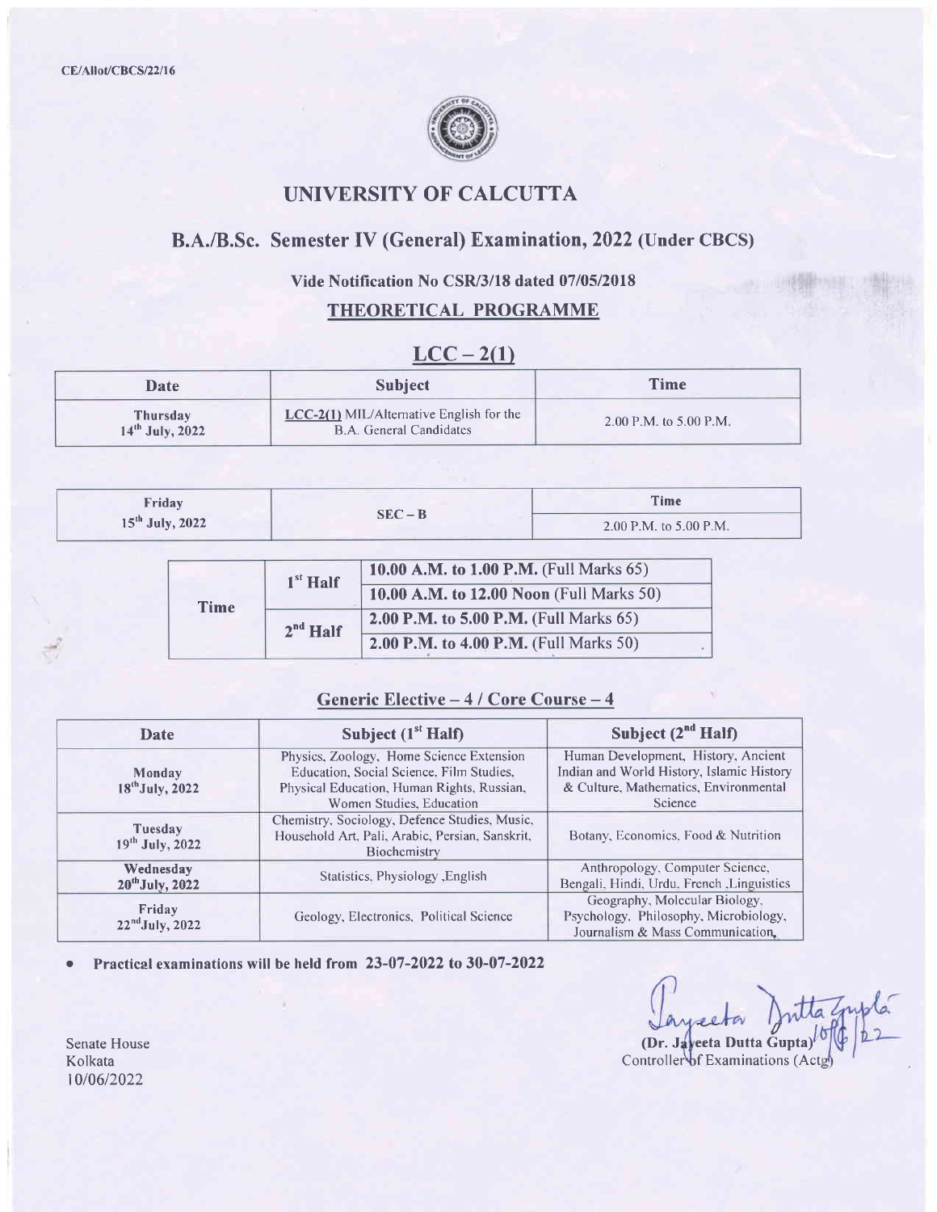CE/Allot/CBCS/22/16

# UNIVERSITY OF CALCUTTA

## B.A./B.Sc. Semester IV (General) Examination, 2022 (Under CBCS)

### Vide Notification No CSR/3/18 dated 07/05/2018

### THEORETICAL PROGRAMME

### LCC – 2(1)

| Date | Subject | Time |
|---|---|---|
| Thursday 14th July, 2022 | LCC-2(1) MIL/Alternative English for the B.A. General Candidates | 2.00 P.M. to 5.00 P.M. |

| Date | Subject | Time |
|---|---|---|
| Friday 15th July, 2022 | SEC – B | 2.00 P.M. to 5.00 P.M. |

| Time | Half | |
|---|---|---|
| Time | 1st Half | 10.00 A.M. to 1.00 P.M. (Full Marks 65) |
| | | 10.00 A.M. to 12.00 Noon (Full Marks 50) |
| | 2nd Half | 2.00 P.M. to 5.00 P.M. (Full Marks 65) |
| | | 2.00 P.M. to 4.00 P.M. (Full Marks 50) |

### Generic Elective – 4 / Core Course – 4

| Date | Subject (1st Half) | Subject (2nd Half) |
|---|---|---|
| Monday 18th July, 2022 | Physics, Zoology, Home Science Extension Education, Social Science, Film Studies, Physical Education, Human Rights, Russian, Women Studies, Education | Human Development, History, Ancient Indian and World History, Islamic History & Culture, Mathematics, Environmental Science |
| Tuesday 19th July, 2022 | Chemistry, Sociology, Defence Studies, Music, Household Art, Pali, Arabic, Persian, Sanskrit, Biochemistry | Botany, Economics, Food & Nutrition |
| Wednesday 20th July, 2022 | Statistics, Physiology ,English | Anthropology, Computer Science, Bengali, Hindi, Urdu, French ,Linguistics |
| Friday 22nd July, 2022 | Geology, Electronics, Political Science | Geography, Molecular Biology, Psychology, Philosophy, Microbiology, Journalism & Mass Communication, |

- **Practical examinations will be held from 23-07-2022 to 30-07-2022**

Senate House
Kolkata
10/06/2022

(Dr. Jayeeta Dutta Gupta) 10/6/22
Controller of Examinations (Actg)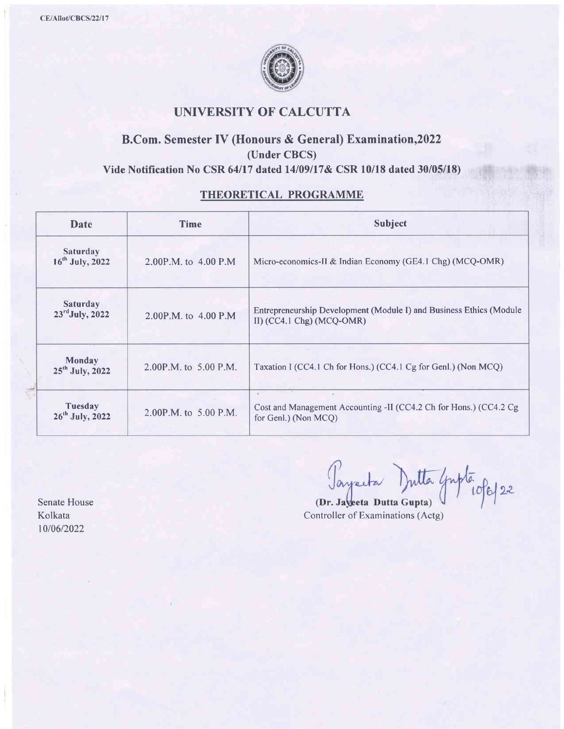CE/Allot/CBCS/22/17

# UNIVERSITY OF CALCUTTA

## B.Com. Semester IV (Honours & General) Examination,2022

**(Under CBCS)**

**Vide Notification No CSR 64/17 dated 14/09/17& CSR 10/18 dated 30/05/18)**

### THEORETICAL PROGRAMME

| Date | Time | Subject |
|---|---|---|
| **Saturday 16th July, 2022** | 2.00P.M. to 4.00 P.M | Micro-economics-II & Indian Economy (GE4.1 Chg) (MCQ-OMR) |
| **Saturday 23rd July, 2022** | 2.00P.M. to 4.00 P.M | Entrepreneurship Development (Module I) and Business Ethics (Module II) (CC4.1 Chg) (MCQ-OMR) |
| **Monday 25th July, 2022** | 2.00P.M. to 5.00 P.M. | Taxation I (CC4.1 Ch for Hons.) (CC4.1 Cg for Genl.) (Non MCQ) |
| **Tuesday 26th July, 2022** | 2.00P.M. to 5.00 P.M. | Cost and Management Accounting -II (CC4.2 Ch for Hons.) (CC4.2 Cg for Genl.) (Non MCQ) |

Senate House
Kolkata
10/06/2022

Jayeeta Dutta Gupta 10/6/22
**(Dr. Jayeeta Dutta Gupta)**
Controller of Examinations (Actg)